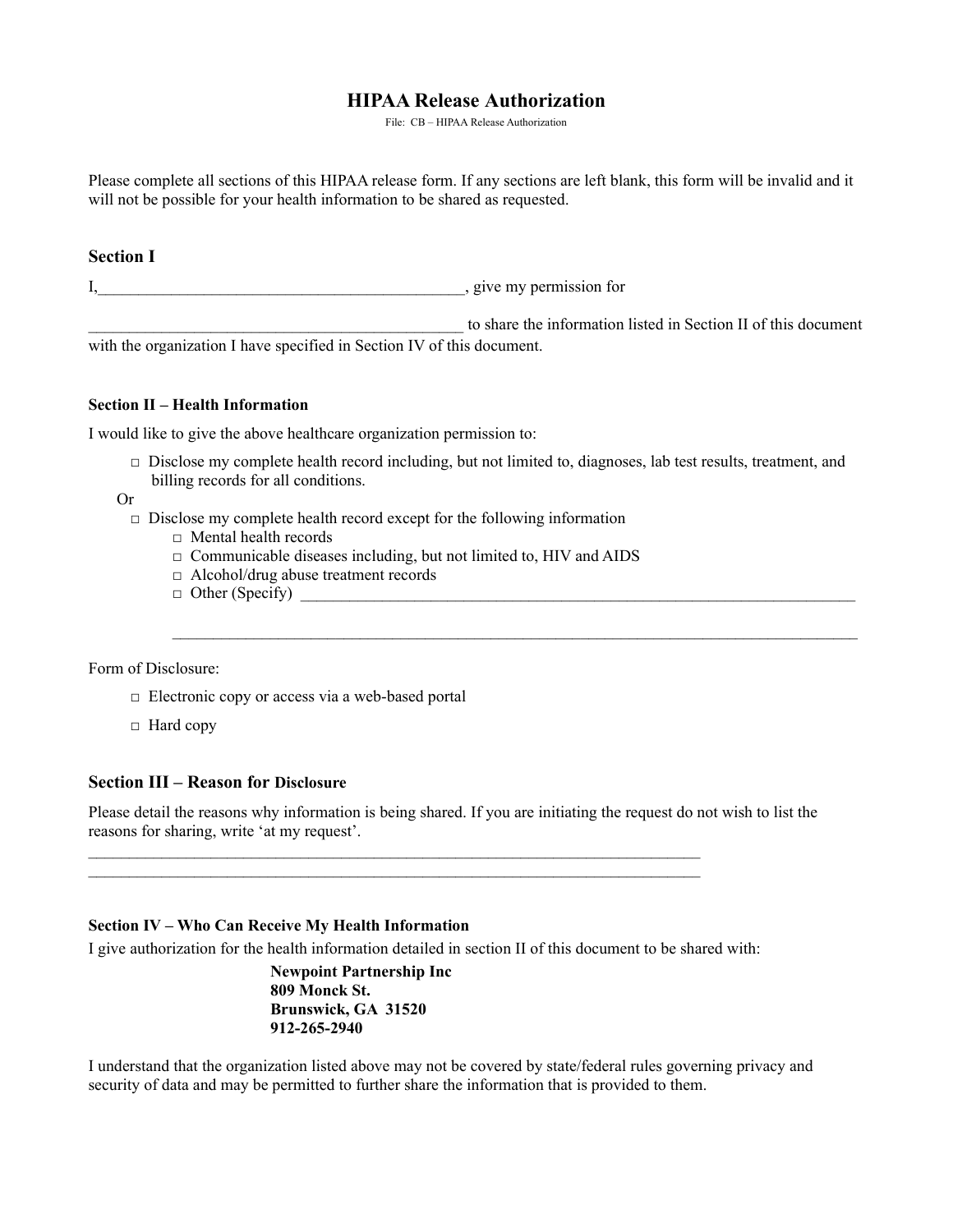# HIPAA Release Authorization

File: CB – HIPAA Release Authorization

Please complete all sections of this HIPAA release form. If any sections are left blank, this form will be invalid and it will not be possible for your health information to be shared as requested.

## Section I

I,_____________________________________________, give my permission for

_______________________________________________ to share the information listed in Section II of this document with the organization I have specified in Section IV of this document.

### Section II – Health Information

I would like to give the above healthcare organization permission to:

- □ Disclose my complete health record including, but not limited to, diagnoses, lab test results, treatment, and billing records for all conditions.

Or

- □ Disclose my complete health record except for the following information
  - □ Mental health records
  - □ Communicable diseases including, but not limited to, HIV and AIDS
  - □ Alcohol/drug abuse treatment records
  - □ Other (Specify) _______________________________________________________________________

    _________________________________________________________________________________________

Form of Disclosure:

- □ Electronic copy or access via a web-based portal
- □ Hard copy

## Section III – Reason for Disclosure

Please detail the reasons why information is being shared. If you are initiating the request do not wish to list the reasons for sharing, write 'at my request'.

_______________________________________________________________________________

_______________________________________________________________________________

### Section IV – Who Can Receive My Health Information

I give authorization for the health information detailed in section II of this document to be shared with:

**Newpoint Partnership Inc**
**809 Monck St.**
**Brunswick, GA 31520**
**912-265-2940**

I understand that the organization listed above may not be covered by state/federal rules governing privacy and security of data and may be permitted to further share the information that is provided to them.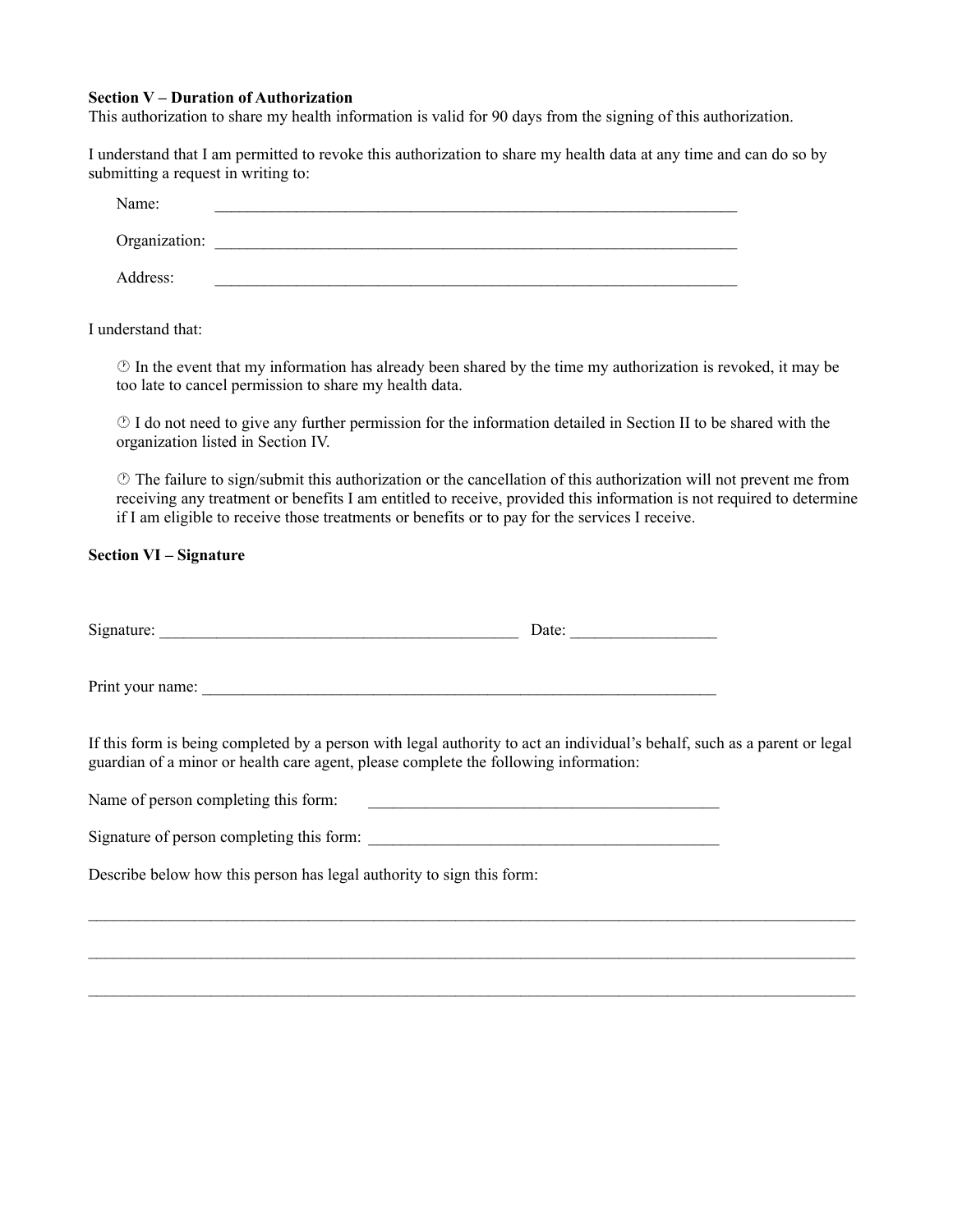**Section V – Duration of Authorization**
This authorization to share my health information is valid for 90 days from the signing of this authorization.

I understand that I am permitted to revoke this authorization to share my health data at any time and can do so by submitting a request in writing to:

Name: ____________________________________________________________________

Organization: ____________________________________________________________________

Address: ____________________________________________________________________

I understand that:

- In the event that my information has already been shared by the time my authorization is revoked, it may be too late to cancel permission to share my health data.

- I do not need to give any further permission for the information detailed in Section II to be shared with the organization listed in Section IV.

- The failure to sign/submit this authorization or the cancellation of this authorization will not prevent me from receiving any treatment or benefits I am entitled to receive, provided this information is not required to determine if I am eligible to receive those treatments or benefits or to pay for the services I receive.

**Section VI – Signature**

Signature: _______________________________________________ Date: __________________

Print your name: ___________________________________________________________________

If this form is being completed by a person with legal authority to act an individual's behalf, such as a parent or legal guardian of a minor or health care agent, please complete the following information:

Name of person completing this form: ____________________________________________

Signature of person completing this form: ____________________________________________

Describe below how this person has legal authority to sign this form:

_____________________________________________________________________________________________

_____________________________________________________________________________________________

_____________________________________________________________________________________________